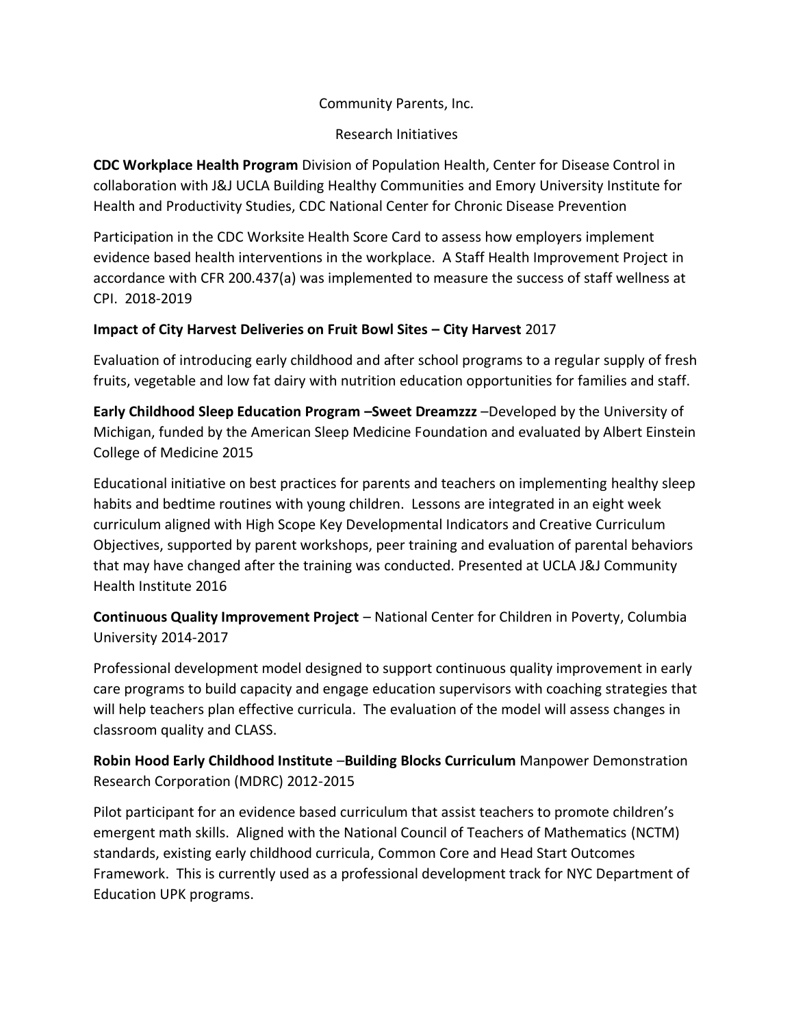Community Parents, Inc.

Research Initiatives

**CDC Workplace Health Program** Division of Population Health, Center for Disease Control in collaboration with J&J UCLA Building Healthy Communities and Emory University Institute for Health and Productivity Studies, CDC National Center for Chronic Disease Prevention

Participation in the CDC Worksite Health Score Card to assess how employers implement evidence based health interventions in the workplace. A Staff Health Improvement Project in accordance with CFR 200.437(a) was implemented to measure the success of staff wellness at CPI. 2018-2019

**Impact of City Harvest Deliveries on Fruit Bowl Sites – City Harvest** 2017

Evaluation of introducing early childhood and after school programs to a regular supply of fresh fruits, vegetable and low fat dairy with nutrition education opportunities for families and staff.

**Early Childhood Sleep Education Program –Sweet Dreamzzz** –Developed by the University of Michigan, funded by the American Sleep Medicine Foundation and evaluated by Albert Einstein College of Medicine 2015

Educational initiative on best practices for parents and teachers on implementing healthy sleep habits and bedtime routines with young children. Lessons are integrated in an eight week curriculum aligned with High Scope Key Developmental Indicators and Creative Curriculum Objectives, supported by parent workshops, peer training and evaluation of parental behaviors that may have changed after the training was conducted. Presented at UCLA J&J Community Health Institute 2016

**Continuous Quality Improvement Project** – National Center for Children in Poverty, Columbia University 2014-2017

Professional development model designed to support continuous quality improvement in early care programs to build capacity and engage education supervisors with coaching strategies that will help teachers plan effective curricula. The evaluation of the model will assess changes in classroom quality and CLASS.

**Robin Hood Early Childhood Institute** –**Building Blocks Curriculum** Manpower Demonstration Research Corporation (MDRC) 2012-2015

Pilot participant for an evidence based curriculum that assist teachers to promote children's emergent math skills. Aligned with the National Council of Teachers of Mathematics (NCTM) standards, existing early childhood curricula, Common Core and Head Start Outcomes Framework. This is currently used as a professional development track for NYC Department of Education UPK programs.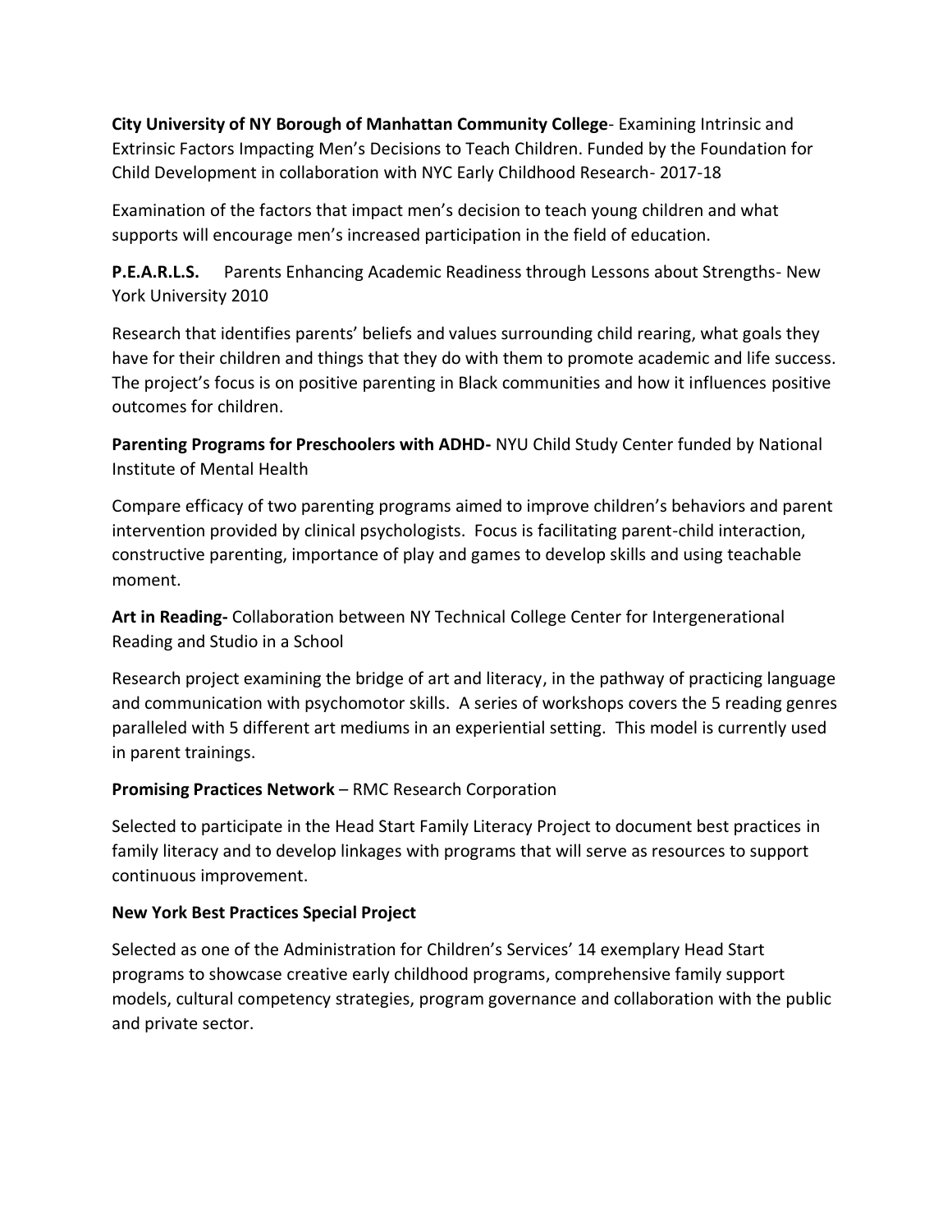**City University of NY Borough of Manhattan Community College**- Examining Intrinsic and Extrinsic Factors Impacting Men's Decisions to Teach Children. Funded by the Foundation for Child Development in collaboration with NYC Early Childhood Research- 2017-18

Examination of the factors that impact men's decision to teach young children and what supports will encourage men's increased participation in the field of education.

**P.E.A.R.L.S.** Parents Enhancing Academic Readiness through Lessons about Strengths- New York University 2010

Research that identifies parents' beliefs and values surrounding child rearing, what goals they have for their children and things that they do with them to promote academic and life success. The project's focus is on positive parenting in Black communities and how it influences positive outcomes for children.

**Parenting Programs for Preschoolers with ADHD-** NYU Child Study Center funded by National Institute of Mental Health

Compare efficacy of two parenting programs aimed to improve children's behaviors and parent intervention provided by clinical psychologists. Focus is facilitating parent-child interaction, constructive parenting, importance of play and games to develop skills and using teachable moment.

**Art in Reading-** Collaboration between NY Technical College Center for Intergenerational Reading and Studio in a School

Research project examining the bridge of art and literacy, in the pathway of practicing language and communication with psychomotor skills. A series of workshops covers the 5 reading genres paralleled with 5 different art mediums in an experiential setting. This model is currently used in parent trainings.

**Promising Practices Network** – RMC Research Corporation

Selected to participate in the Head Start Family Literacy Project to document best practices in family literacy and to develop linkages with programs that will serve as resources to support continuous improvement.

**New York Best Practices Special Project**

Selected as one of the Administration for Children's Services' 14 exemplary Head Start programs to showcase creative early childhood programs, comprehensive family support models, cultural competency strategies, program governance and collaboration with the public and private sector.